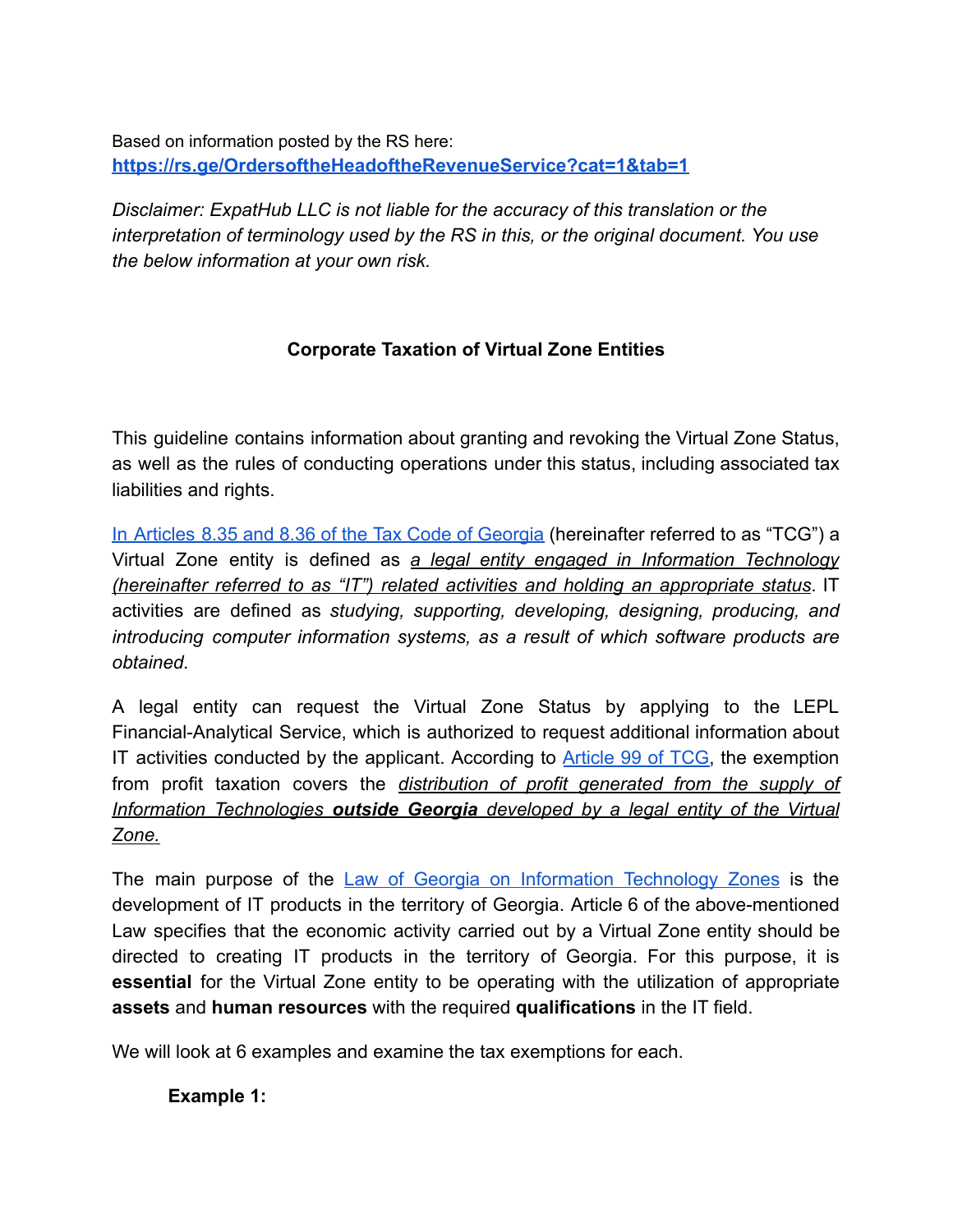Based on information posted by the RS here:
[https://rs.ge/OrdersoftheHeadoftheRevenueService?cat=1&tab=1](https://rs.ge/OrdersoftheHeadoftheRevenueService?cat=1&tab=1)

*Disclaimer: ExpatHub LLC is not liable for the accuracy of this translation or the interpretation of terminology used by the RS in this, or the original document. You use the below information at your own risk.*

## Corporate Taxation of Virtual Zone Entities

This guideline contains information about granting and revoking the Virtual Zone Status, as well as the rules of conducting operations under this status, including associated tax liabilities and rights.

[In Articles 8.35 and 8.36 of the Tax Code of Georgia]() (hereinafter referred to as "TCG") a Virtual Zone entity is defined as *a legal entity engaged in Information Technology (hereinafter referred to as "IT") related activities and holding an appropriate status*. IT activities are defined as *studying, supporting, developing, designing, producing, and introducing computer information systems, as a result of which software products are obtained.*

A legal entity can request the Virtual Zone Status by applying to the LEPL Financial-Analytical Service, which is authorized to request additional information about IT activities conducted by the applicant. According to [Article 99 of TCG](), the exemption from profit taxation covers the *distribution of profit generated from the supply of Information Technologies* ***outside Georgia*** *developed by a legal entity of the Virtual Zone.*

The main purpose of the [Law of Georgia on Information Technology Zones]() is the development of IT products in the territory of Georgia. Article 6 of the above-mentioned Law specifies that the economic activity carried out by a Virtual Zone entity should be directed to creating IT products in the territory of Georgia. For this purpose, it is **essential** for the Virtual Zone entity to be operating with the utilization of appropriate **assets** and **human resources** with the required **qualifications** in the IT field.

We will look at 6 examples and examine the tax exemptions for each.

**Example 1:**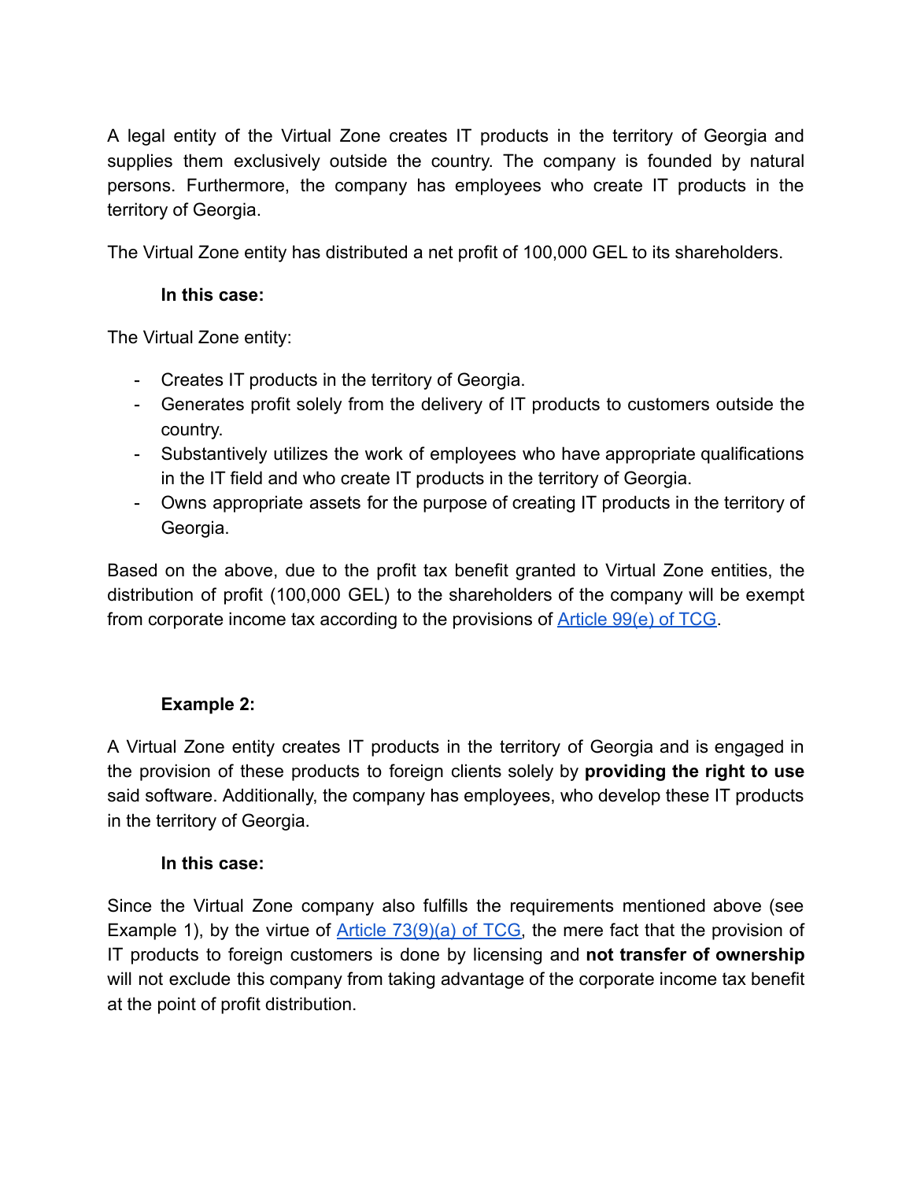A legal entity of the Virtual Zone creates IT products in the territory of Georgia and supplies them exclusively outside the country. The company is founded by natural persons. Furthermore, the company has employees who create IT products in the territory of Georgia.

The Virtual Zone entity has distributed a net profit of 100,000 GEL to its shareholders.

**In this case:**

The Virtual Zone entity:

- Creates IT products in the territory of Georgia.
- Generates profit solely from the delivery of IT products to customers outside the country.
- Substantively utilizes the work of employees who have appropriate qualifications in the IT field and who create IT products in the territory of Georgia.
- Owns appropriate assets for the purpose of creating IT products in the territory of Georgia.

Based on the above, due to the profit tax benefit granted to Virtual Zone entities, the distribution of profit (100,000 GEL) to the shareholders of the company will be exempt from corporate income tax according to the provisions of Article 99(e) of TCG.

**Example 2:**

A Virtual Zone entity creates IT products in the territory of Georgia and is engaged in the provision of these products to foreign clients solely by **providing the right to use** said software. Additionally, the company has employees, who develop these IT products in the territory of Georgia.

**In this case:**

Since the Virtual Zone company also fulfills the requirements mentioned above (see Example 1), by the virtue of Article 73(9)(a) of TCG, the mere fact that the provision of IT products to foreign customers is done by licensing and **not transfer of ownership** will not exclude this company from taking advantage of the corporate income tax benefit at the point of profit distribution.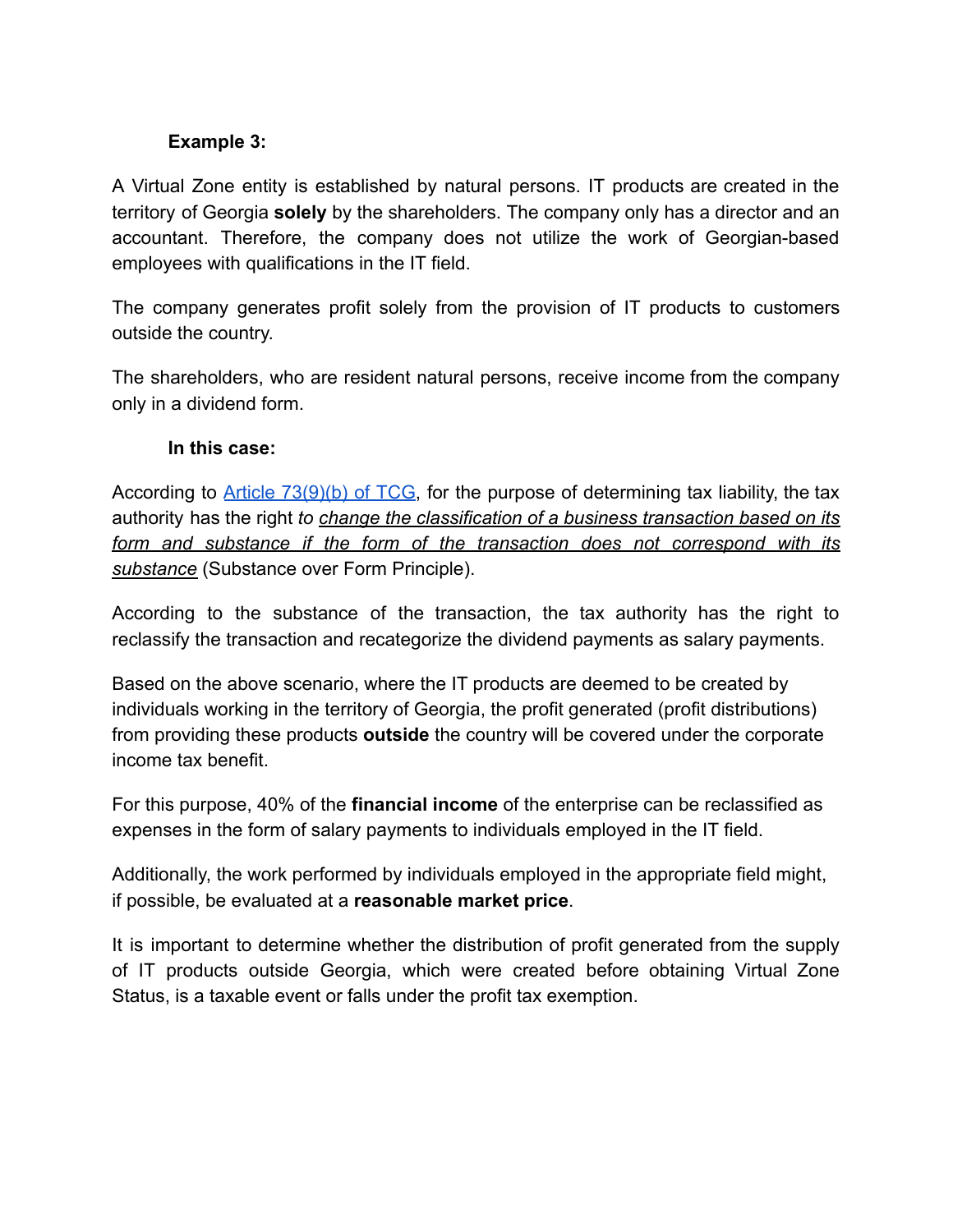**Example 3:**

A Virtual Zone entity is established by natural persons. IT products are created in the territory of Georgia **solely** by the shareholders. The company only has a director and an accountant. Therefore, the company does not utilize the work of Georgian-based employees with qualifications in the IT field.

The company generates profit solely from the provision of IT products to customers outside the country.

The shareholders, who are resident natural persons, receive income from the company only in a dividend form.

**In this case:**

According to Article 73(9)(b) of TCG, for the purpose of determining tax liability, the tax authority has the right *to change the classification of a business transaction based on its form and substance if the form of the transaction does not correspond with its substance* (Substance over Form Principle).

According to the substance of the transaction, the tax authority has the right to reclassify the transaction and recategorize the dividend payments as salary payments.

Based on the above scenario, where the IT products are deemed to be created by individuals working in the territory of Georgia, the profit generated (profit distributions) from providing these products **outside** the country will be covered under the corporate income tax benefit.

For this purpose, 40% of the **financial income** of the enterprise can be reclassified as expenses in the form of salary payments to individuals employed in the IT field.

Additionally, the work performed by individuals employed in the appropriate field might, if possible, be evaluated at a **reasonable market price**.

It is important to determine whether the distribution of profit generated from the supply of IT products outside Georgia, which were created before obtaining Virtual Zone Status, is a taxable event or falls under the profit tax exemption.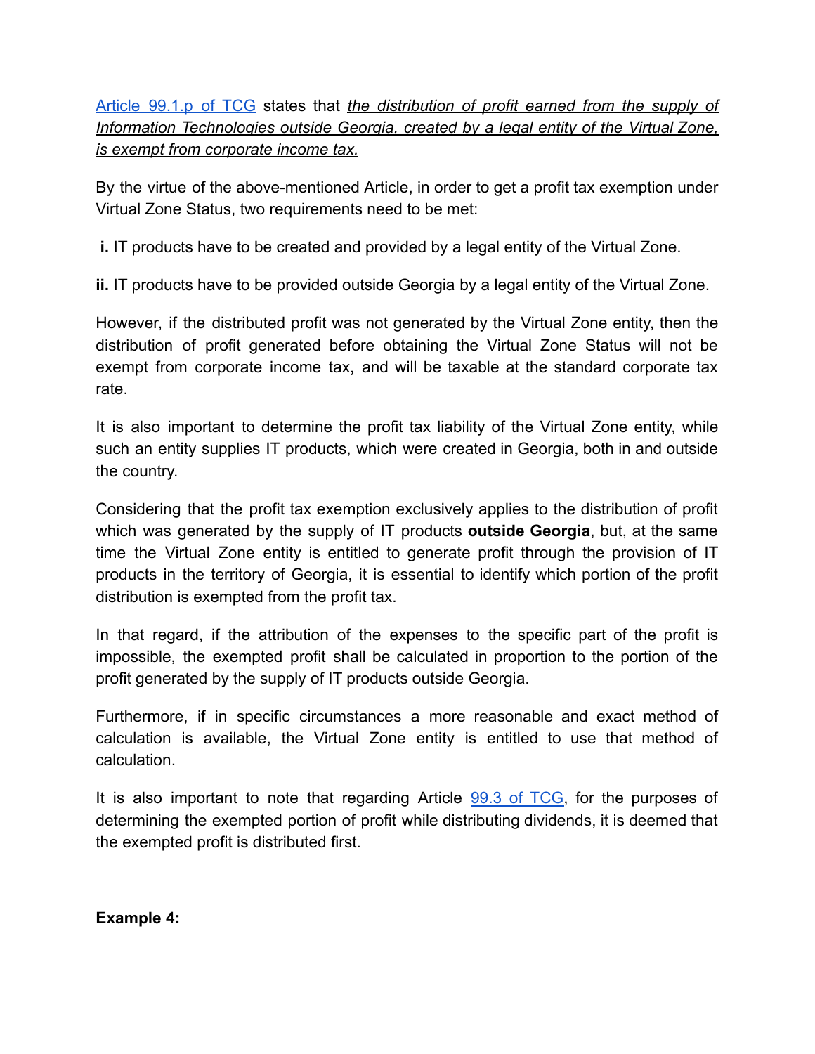[Article 99.1.p of TCG](#) states that ***the distribution of profit earned from the supply of Information Technologies outside Georgia, created by a legal entity of the Virtual Zone, is exempt from corporate income tax.***

By the virtue of the above-mentioned Article, in order to get a profit tax exemption under Virtual Zone Status, two requirements need to be met:

**i.** IT products have to be created and provided by a legal entity of the Virtual Zone.

**ii.** IT products have to be provided outside Georgia by a legal entity of the Virtual Zone.

However, if the distributed profit was not generated by the Virtual Zone entity, then the distribution of profit generated before obtaining the Virtual Zone Status will not be exempt from corporate income tax, and will be taxable at the standard corporate tax rate.

It is also important to determine the profit tax liability of the Virtual Zone entity, while such an entity supplies IT products, which were created in Georgia, both in and outside the country.

Considering that the profit tax exemption exclusively applies to the distribution of profit which was generated by the supply of IT products **outside Georgia**, but, at the same time the Virtual Zone entity is entitled to generate profit through the provision of IT products in the territory of Georgia, it is essential to identify which portion of the profit distribution is exempted from the profit tax.

In that regard, if the attribution of the expenses to the specific part of the profit is impossible, the exempted profit shall be calculated in proportion to the portion of the profit generated by the supply of IT products outside Georgia.

Furthermore, if in specific circumstances a more reasonable and exact method of calculation is available, the Virtual Zone entity is entitled to use that method of calculation.

It is also important to note that regarding Article [99.3 of TCG](#), for the purposes of determining the exempted portion of profit while distributing dividends, it is deemed that the exempted profit is distributed first.

**Example 4:**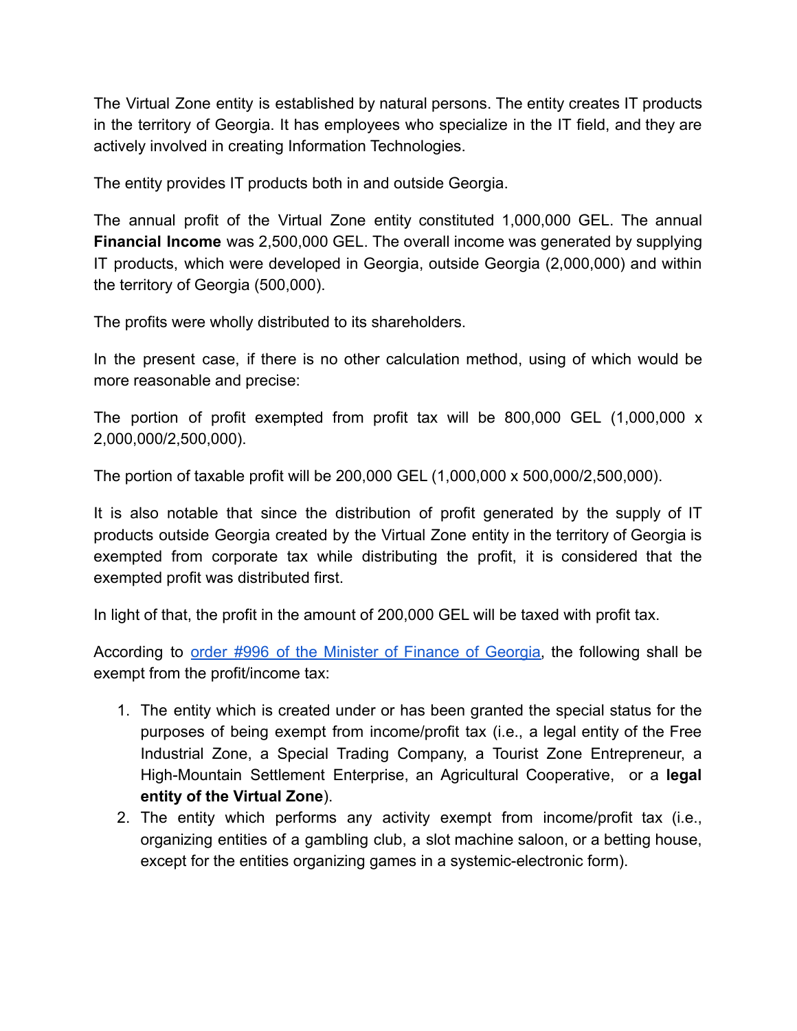The Virtual Zone entity is established by natural persons. The entity creates IT products in the territory of Georgia. It has employees who specialize in the IT field, and they are actively involved in creating Information Technologies.

The entity provides IT products both in and outside Georgia.

The annual profit of the Virtual Zone entity constituted 1,000,000 GEL. The annual **Financial Income** was 2,500,000 GEL. The overall income was generated by supplying IT products, which were developed in Georgia, outside Georgia (2,000,000) and within the territory of Georgia (500,000).

The profits were wholly distributed to its shareholders.

In the present case, if there is no other calculation method, using of which would be more reasonable and precise:

The portion of profit exempted from profit tax will be 800,000 GEL (1,000,000 x 2,000,000/2,500,000).

The portion of taxable profit will be 200,000 GEL (1,000,000 x 500,000/2,500,000).

It is also notable that since the distribution of profit generated by the supply of IT products outside Georgia created by the Virtual Zone entity in the territory of Georgia is exempted from corporate tax while distributing the profit, it is considered that the exempted profit was distributed first.

In light of that, the profit in the amount of 200,000 GEL will be taxed with profit tax.

According to [order #996 of the Minister of Finance of Georgia](), the following shall be exempt from the profit/income tax:

1. The entity which is created under or has been granted the special status for the purposes of being exempt from income/profit tax (i.e., a legal entity of the Free Industrial Zone, a Special Trading Company, a Tourist Zone Entrepreneur, a High-Mountain Settlement Enterprise, an Agricultural Cooperative, or a **legal entity of the Virtual Zone**).
2. The entity which performs any activity exempt from income/profit tax (i.e., organizing entities of a gambling club, a slot machine saloon, or a betting house, except for the entities organizing games in a systemic-electronic form).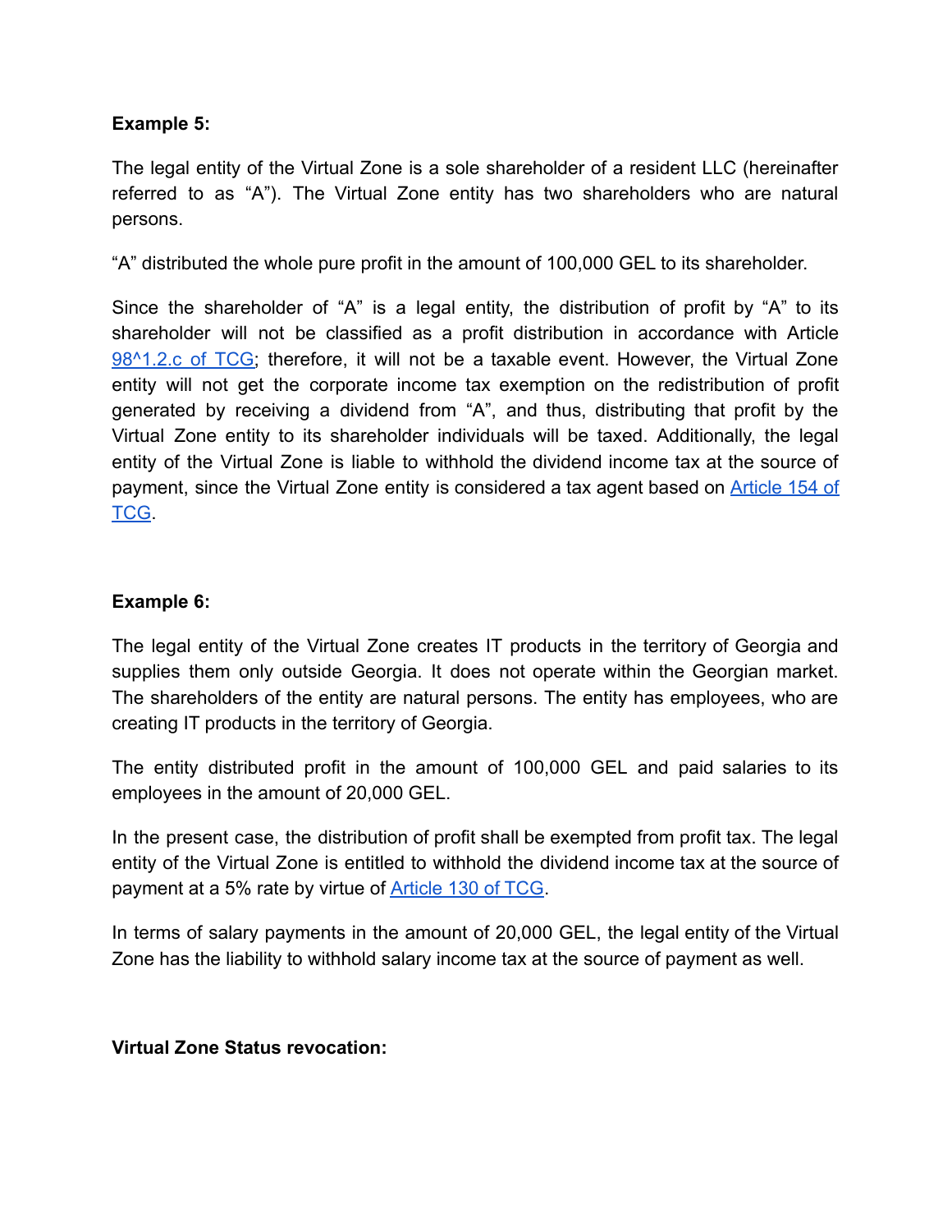**Example 5:**

The legal entity of the Virtual Zone is a sole shareholder of a resident LLC (hereinafter referred to as “A”). The Virtual Zone entity has two shareholders who are natural persons.

“A” distributed the whole pure profit in the amount of 100,000 GEL to its shareholder.

Since the shareholder of “A” is a legal entity, the distribution of profit by “A” to its shareholder will not be classified as a profit distribution in accordance with Article 98^1.2.c of TCG; therefore, it will not be a taxable event. However, the Virtual Zone entity will not get the corporate income tax exemption on the redistribution of profit generated by receiving a dividend from “A”, and thus, distributing that profit by the Virtual Zone entity to its shareholder individuals will be taxed. Additionally, the legal entity of the Virtual Zone is liable to withhold the dividend income tax at the source of payment, since the Virtual Zone entity is considered a tax agent based on Article 154 of TCG.

**Example 6:**

The legal entity of the Virtual Zone creates IT products in the territory of Georgia and supplies them only outside Georgia. It does not operate within the Georgian market. The shareholders of the entity are natural persons. The entity has employees, who are creating IT products in the territory of Georgia.

The entity distributed profit in the amount of 100,000 GEL and paid salaries to its employees in the amount of 20,000 GEL.

In the present case, the distribution of profit shall be exempted from profit tax. The legal entity of the Virtual Zone is entitled to withhold the dividend income tax at the source of payment at a 5% rate by virtue of Article 130 of TCG.

In terms of salary payments in the amount of 20,000 GEL, the legal entity of the Virtual Zone has the liability to withhold salary income tax at the source of payment as well.

**Virtual Zone Status revocation:**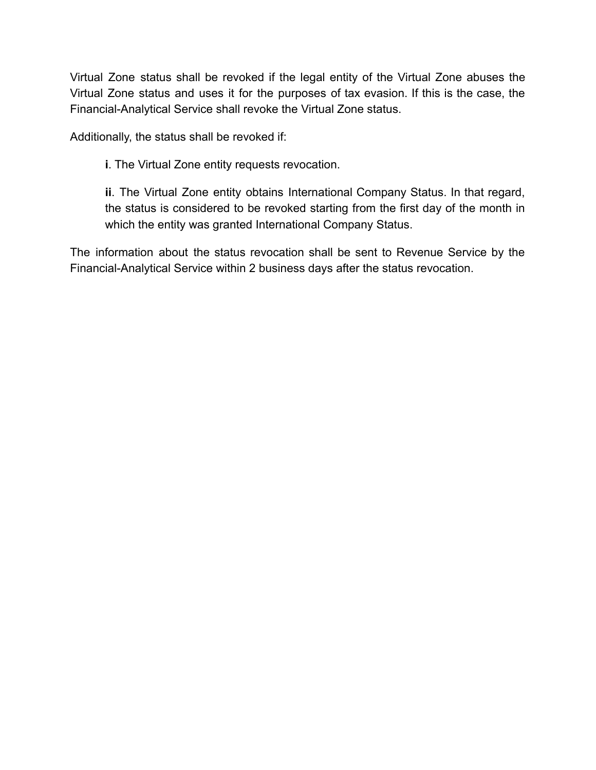Virtual Zone status shall be revoked if the legal entity of the Virtual Zone abuses the Virtual Zone status and uses it for the purposes of tax evasion. If this is the case, the Financial-Analytical Service shall revoke the Virtual Zone status.

Additionally, the status shall be revoked if:

> **i**. The Virtual Zone entity requests revocation.
>
> **ii**. The Virtual Zone entity obtains International Company Status. In that regard, the status is considered to be revoked starting from the first day of the month in which the entity was granted International Company Status.

The information about the status revocation shall be sent to Revenue Service by the Financial-Analytical Service within 2 business days after the status revocation.